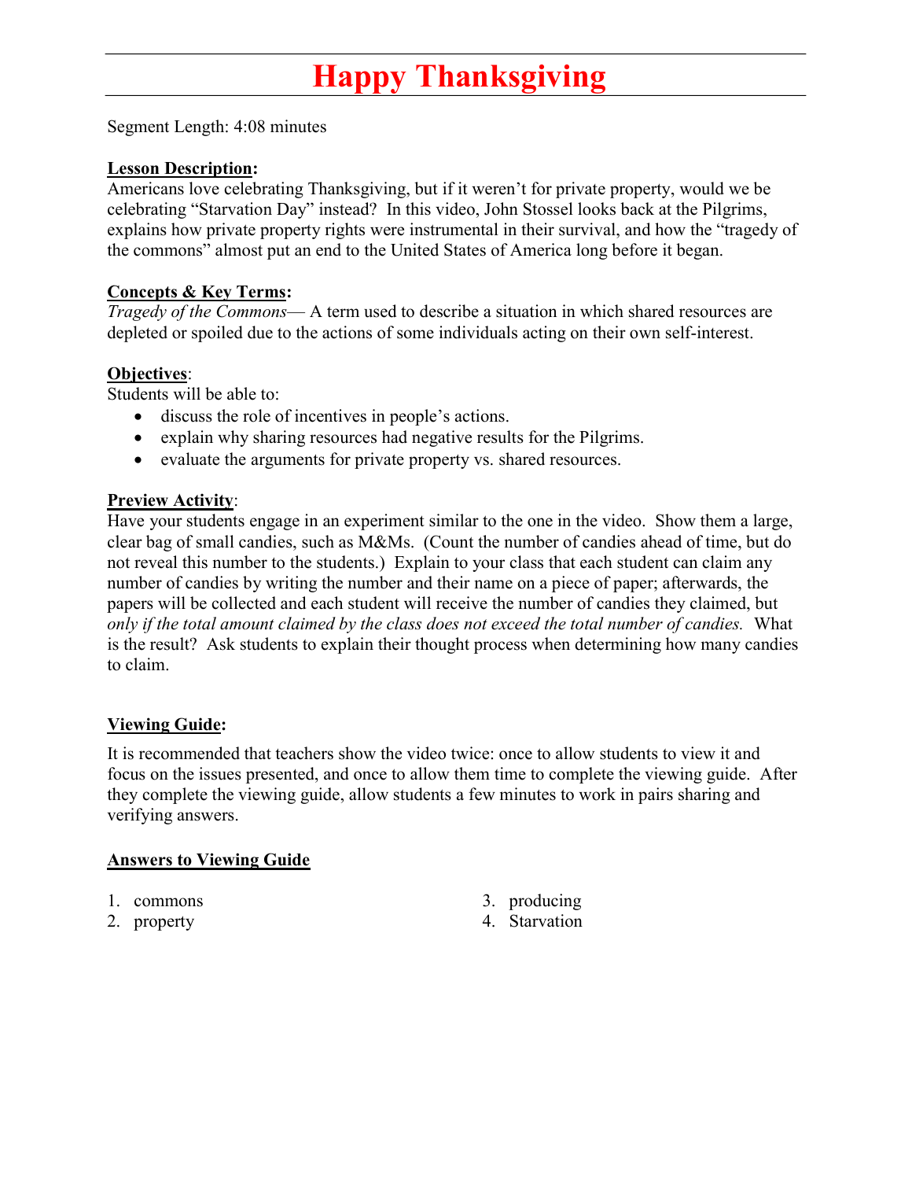# Happy Thanksgiving

Segment Length: 4:08 minutes

**Lesson Description:**
Americans love celebrating Thanksgiving, but if it weren't for private property, would we be celebrating "Starvation Day" instead? In this video, John Stossel looks back at the Pilgrims, explains how private property rights were instrumental in their survival, and how the "tragedy of the commons" almost put an end to the United States of America long before it began.

**Concepts & Key Terms:**
*Tragedy of the Commons*— A term used to describe a situation in which shared resources are depleted or spoiled due to the actions of some individuals acting on their own self-interest.

**Objectives**:
Students will be able to:

- discuss the role of incentives in people's actions.
- explain why sharing resources had negative results for the Pilgrims.
- evaluate the arguments for private property vs. shared resources.

**Preview Activity**:
Have your students engage in an experiment similar to the one in the video. Show them a large, clear bag of small candies, such as M&Ms. (Count the number of candies ahead of time, but do not reveal this number to the students.) Explain to your class that each student can claim any number of candies by writing the number and their name on a piece of paper; afterwards, the papers will be collected and each student will receive the number of candies they claimed, but *only if the total amount claimed by the class does not exceed the total number of candies.* What is the result? Ask students to explain their thought process when determining how many candies to claim.

**Viewing Guide:**

It is recommended that teachers show the video twice: once to allow students to view it and focus on the issues presented, and once to allow them time to complete the viewing guide. After they complete the viewing guide, allow students a few minutes to work in pairs sharing and verifying answers.

**Answers to Viewing Guide**

1. commons
2. property
3. producing
4. Starvation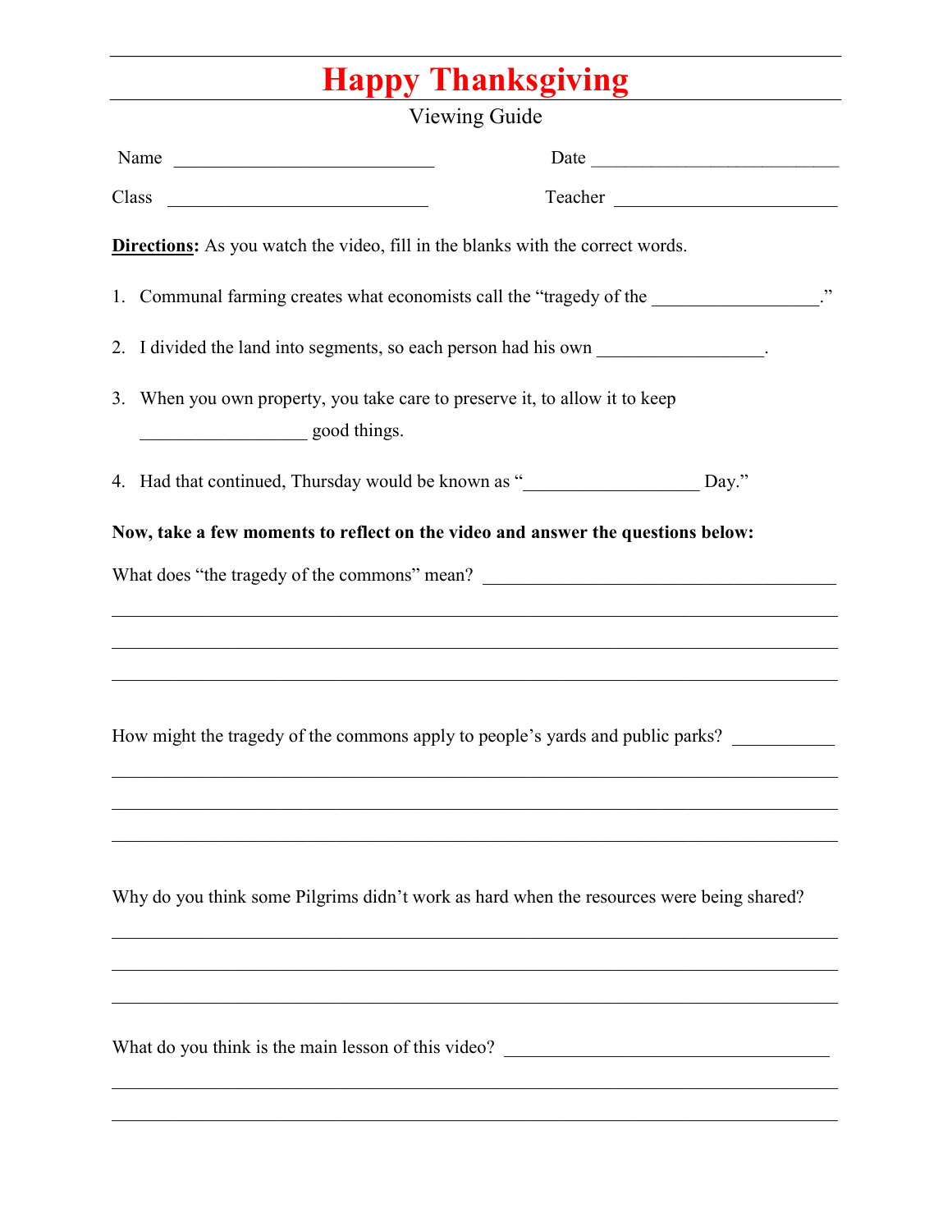# Happy Thanksgiving

Viewing Guide

Name ____________________________ Date ___________________________

Class ____________________________ Teacher ________________________

**Directions:** As you watch the video, fill in the blanks with the correct words.

1. Communal farming creates what economists call the "tragedy of the __________________."

2. I divided the land into segments, so each person had his own __________________.

3. When you own property, you take care to preserve it, to allow it to keep __________________ good things.

4. Had that continued, Thursday would be known as "__________________ Day."

**Now, take a few moments to reflect on the video and answer the questions below:**

What does "the tragedy of the commons" mean? ______________________________________

_____________________________________________________________________________

_____________________________________________________________________________

_____________________________________________________________________________

How might the tragedy of the commons apply to people's yards and public parks? ___________

_____________________________________________________________________________

_____________________________________________________________________________

_____________________________________________________________________________

Why do you think some Pilgrims didn't work as hard when the resources were being shared?

_____________________________________________________________________________

_____________________________________________________________________________

_____________________________________________________________________________

What do you think is the main lesson of this video? __________________________________

_____________________________________________________________________________

_____________________________________________________________________________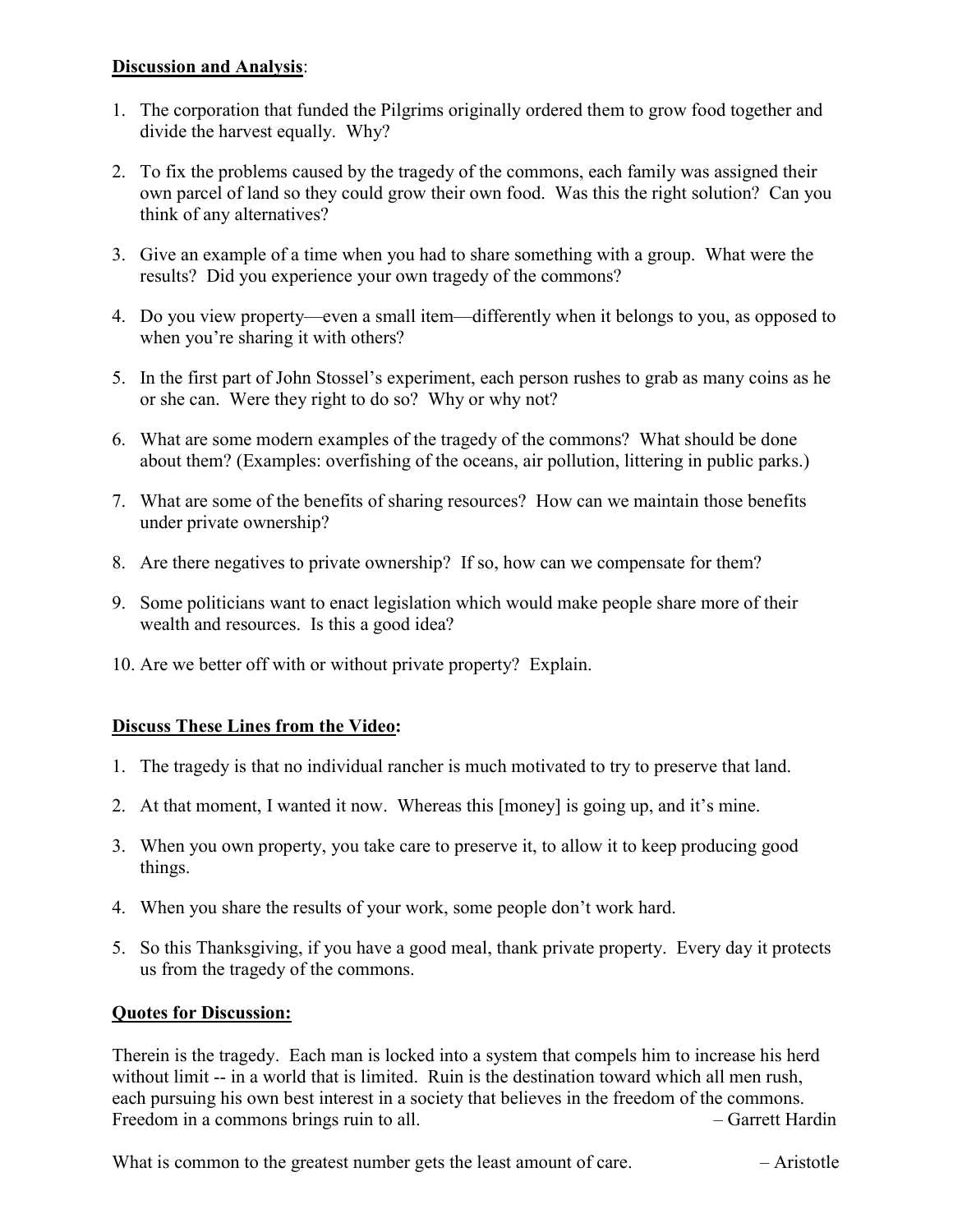**Discussion and Analysis**:

1. The corporation that funded the Pilgrims originally ordered them to grow food together and divide the harvest equally. Why?

2. To fix the problems caused by the tragedy of the commons, each family was assigned their own parcel of land so they could grow their own food. Was this the right solution? Can you think of any alternatives?

3. Give an example of a time when you had to share something with a group. What were the results? Did you experience your own tragedy of the commons?

4. Do you view property—even a small item—differently when it belongs to you, as opposed to when you're sharing it with others?

5. In the first part of John Stossel's experiment, each person rushes to grab as many coins as he or she can. Were they right to do so? Why or why not?

6. What are some modern examples of the tragedy of the commons? What should be done about them? (Examples: overfishing of the oceans, air pollution, littering in public parks.)

7. What are some of the benefits of sharing resources? How can we maintain those benefits under private ownership?

8. Are there negatives to private ownership? If so, how can we compensate for them?

9. Some politicians want to enact legislation which would make people share more of their wealth and resources. Is this a good idea?

10. Are we better off with or without private property? Explain.

**Discuss These Lines from the Video:**

1. The tragedy is that no individual rancher is much motivated to try to preserve that land.

2. At that moment, I wanted it now. Whereas this [money] is going up, and it's mine.

3. When you own property, you take care to preserve it, to allow it to keep producing good things.

4. When you share the results of your work, some people don't work hard.

5. So this Thanksgiving, if you have a good meal, thank private property. Every day it protects us from the tragedy of the commons.

**Quotes for Discussion:**

Therein is the tragedy. Each man is locked into a system that compels him to increase his herd without limit -- in a world that is limited. Ruin is the destination toward which all men rush, each pursuing his own best interest in a society that believes in the freedom of the commons. Freedom in a commons brings ruin to all. – Garrett Hardin

What is common to the greatest number gets the least amount of care. – Aristotle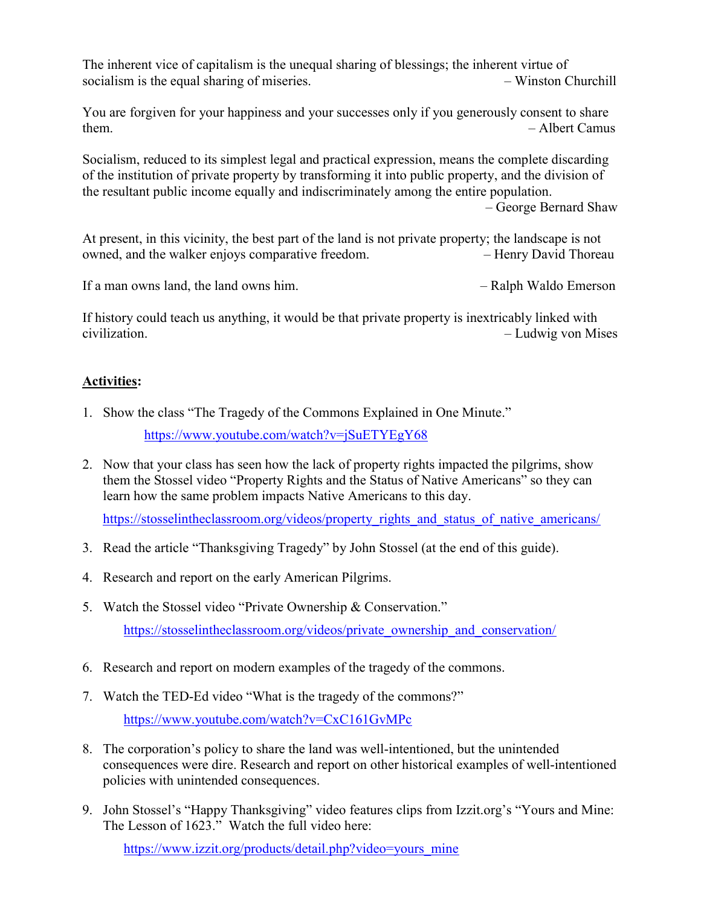The inherent vice of capitalism is the unequal sharing of blessings; the inherent virtue of socialism is the equal sharing of miseries. – Winston Churchill

You are forgiven for your happiness and your successes only if you generously consent to share them. – Albert Camus

Socialism, reduced to its simplest legal and practical expression, means the complete discarding of the institution of private property by transforming it into public property, and the division of the resultant public income equally and indiscriminately among the entire population. – George Bernard Shaw

At present, in this vicinity, the best part of the land is not private property; the landscape is not owned, and the walker enjoys comparative freedom. – Henry David Thoreau

If a man owns land, the land owns him. – Ralph Waldo Emerson

If history could teach us anything, it would be that private property is inextricably linked with civilization. – Ludwig von Mises

**Activities:**

1. Show the class "The Tragedy of the Commons Explained in One Minute."

   https://www.youtube.com/watch?v=jSuETYEgY68

2. Now that your class has seen how the lack of property rights impacted the pilgrims, show them the Stossel video "Property Rights and the Status of Native Americans" so they can learn how the same problem impacts Native Americans to this day.

   https://stosselintheclassroom.org/videos/property_rights_and_status_of_native_americans/

3. Read the article "Thanksgiving Tragedy" by John Stossel (at the end of this guide).

4. Research and report on the early American Pilgrims.

5. Watch the Stossel video "Private Ownership & Conservation."

   https://stosselintheclassroom.org/videos/private_ownership_and_conservation/

6. Research and report on modern examples of the tragedy of the commons.

7. Watch the TED-Ed video "What is the tragedy of the commons?"

   https://www.youtube.com/watch?v=CxC161GvMPc

8. The corporation's policy to share the land was well-intentioned, but the unintended consequences were dire. Research and report on other historical examples of well-intentioned policies with unintended consequences.

9. John Stossel's "Happy Thanksgiving" video features clips from Izzit.org's "Yours and Mine: The Lesson of 1623." Watch the full video here:

   https://www.izzit.org/products/detail.php?video=yours_mine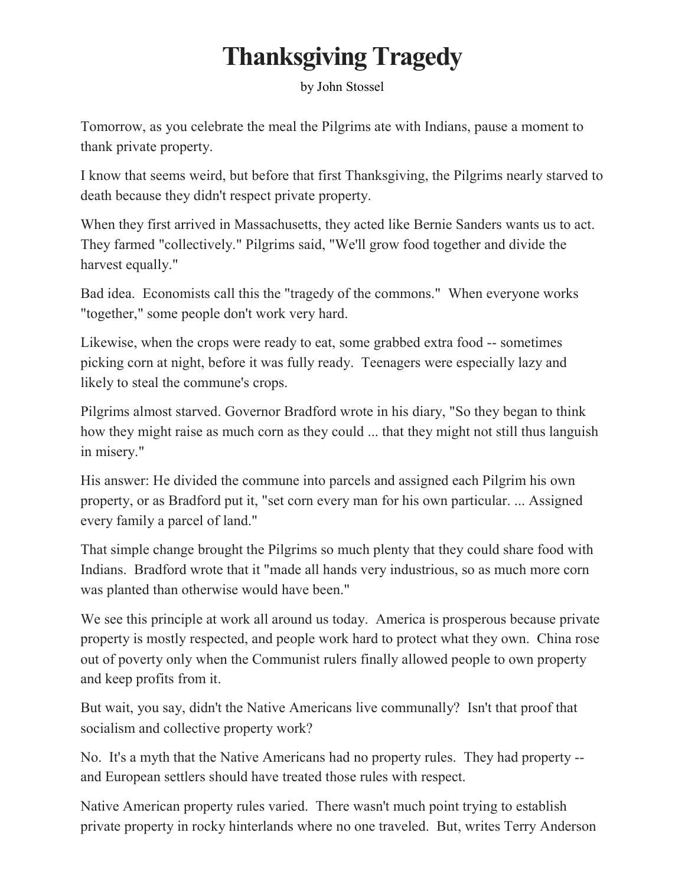# Thanksgiving Tragedy

by John Stossel

Tomorrow, as you celebrate the meal the Pilgrims ate with Indians, pause a moment to thank private property.

I know that seems weird, but before that first Thanksgiving, the Pilgrims nearly starved to death because they didn't respect private property.

When they first arrived in Massachusetts, they acted like Bernie Sanders wants us to act. They farmed "collectively." Pilgrims said, "We'll grow food together and divide the harvest equally."

Bad idea. Economists call this the "tragedy of the commons." When everyone works "together," some people don't work very hard.

Likewise, when the crops were ready to eat, some grabbed extra food -- sometimes picking corn at night, before it was fully ready. Teenagers were especially lazy and likely to steal the commune's crops.

Pilgrims almost starved. Governor Bradford wrote in his diary, "So they began to think how they might raise as much corn as they could ... that they might not still thus languish in misery."

His answer: He divided the commune into parcels and assigned each Pilgrim his own property, or as Bradford put it, "set corn every man for his own particular. ... Assigned every family a parcel of land."

That simple change brought the Pilgrims so much plenty that they could share food with Indians. Bradford wrote that it "made all hands very industrious, so as much more corn was planted than otherwise would have been."

We see this principle at work all around us today. America is prosperous because private property is mostly respected, and people work hard to protect what they own. China rose out of poverty only when the Communist rulers finally allowed people to own property and keep profits from it.

But wait, you say, didn't the Native Americans live communally? Isn't that proof that socialism and collective property work?

No. It's a myth that the Native Americans had no property rules. They had property -- and European settlers should have treated those rules with respect.

Native American property rules varied. There wasn't much point trying to establish private property in rocky hinterlands where no one traveled. But, writes Terry Anderson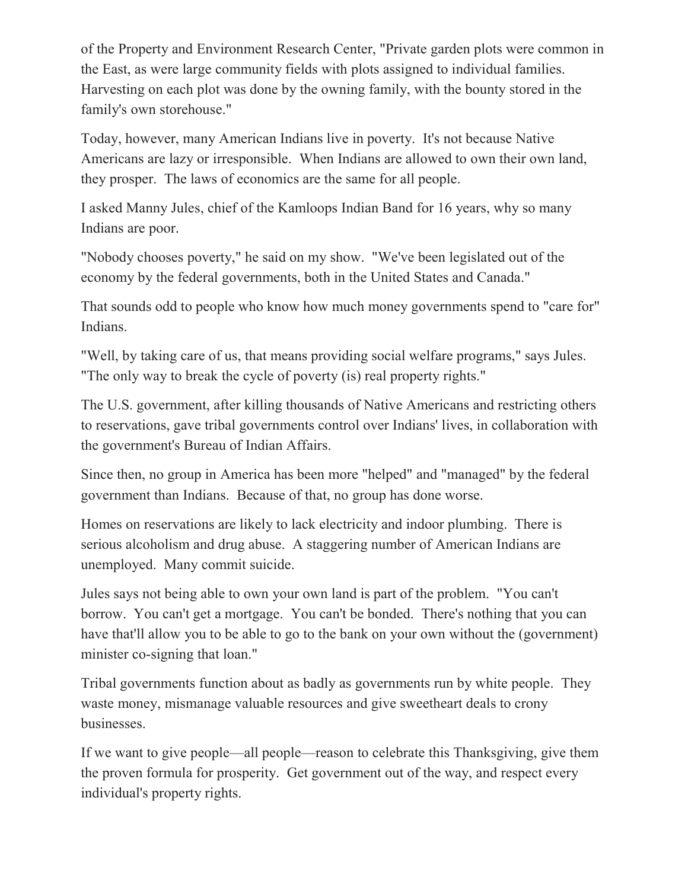of the Property and Environment Research Center, "Private garden plots were common in the East, as were large community fields with plots assigned to individual families. Harvesting on each plot was done by the owning family, with the bounty stored in the family's own storehouse."

Today, however, many American Indians live in poverty. It's not because Native Americans are lazy or irresponsible. When Indians are allowed to own their own land, they prosper. The laws of economics are the same for all people.

I asked Manny Jules, chief of the Kamloops Indian Band for 16 years, why so many Indians are poor.

"Nobody chooses poverty," he said on my show. "We've been legislated out of the economy by the federal governments, both in the United States and Canada."

That sounds odd to people who know how much money governments spend to "care for" Indians.

"Well, by taking care of us, that means providing social welfare programs," says Jules. "The only way to break the cycle of poverty (is) real property rights."

The U.S. government, after killing thousands of Native Americans and restricting others to reservations, gave tribal governments control over Indians' lives, in collaboration with the government's Bureau of Indian Affairs.

Since then, no group in America has been more "helped" and "managed" by the federal government than Indians. Because of that, no group has done worse.

Homes on reservations are likely to lack electricity and indoor plumbing. There is serious alcoholism and drug abuse. A staggering number of American Indians are unemployed. Many commit suicide.

Jules says not being able to own your own land is part of the problem. "You can't borrow. You can't get a mortgage. You can't be bonded. There's nothing that you can have that'll allow you to be able to go to the bank on your own without the (government) minister co-signing that loan."

Tribal governments function about as badly as governments run by white people. They waste money, mismanage valuable resources and give sweetheart deals to crony businesses.

If we want to give people—all people—reason to celebrate this Thanksgiving, give them the proven formula for prosperity. Get government out of the way, and respect every individual's property rights.